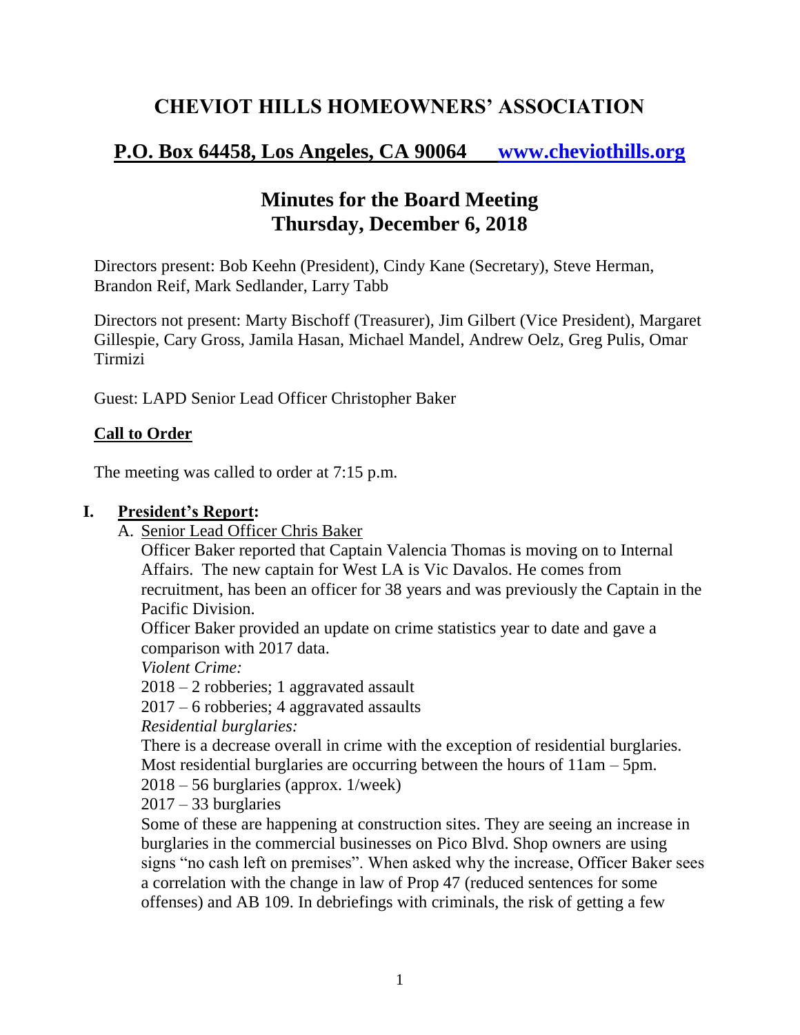# CHEVIOT HILLS HOMEOWNERS' ASSOCIATION

## P.O. Box 64458, Los Angeles, CA 90064 www.cheviothills.org

## Minutes for the Board Meeting
## Thursday, December 6, 2018

Directors present: Bob Keehn (President), Cindy Kane (Secretary), Steve Herman, Brandon Reif, Mark Sedlander, Larry Tabb

Directors not present: Marty Bischoff (Treasurer), Jim Gilbert (Vice President), Margaret Gillespie, Cary Gross, Jamila Hasan, Michael Mandel, Andrew Oelz, Greg Pulis, Omar Tirmizi

Guest: LAPD Senior Lead Officer Christopher Baker

### Call to Order

The meeting was called to order at 7:15 p.m.

### I. President's Report:

A. Senior Lead Officer Chris Baker

Officer Baker reported that Captain Valencia Thomas is moving on to Internal Affairs. The new captain for West LA is Vic Davalos. He comes from recruitment, has been an officer for 38 years and was previously the Captain in the Pacific Division.

Officer Baker provided an update on crime statistics year to date and gave a comparison with 2017 data.

*Violent Crime:*

2018 – 2 robberies; 1 aggravated assault

2017 – 6 robberies; 4 aggravated assaults

*Residential burglaries:*

There is a decrease overall in crime with the exception of residential burglaries. Most residential burglaries are occurring between the hours of 11am – 5pm.

2018 – 56 burglaries (approx. 1/week)

2017 – 33 burglaries

Some of these are happening at construction sites. They are seeing an increase in burglaries in the commercial businesses on Pico Blvd. Shop owners are using signs "no cash left on premises". When asked why the increase, Officer Baker sees a correlation with the change in law of Prop 47 (reduced sentences for some offenses) and AB 109. In debriefings with criminals, the risk of getting a few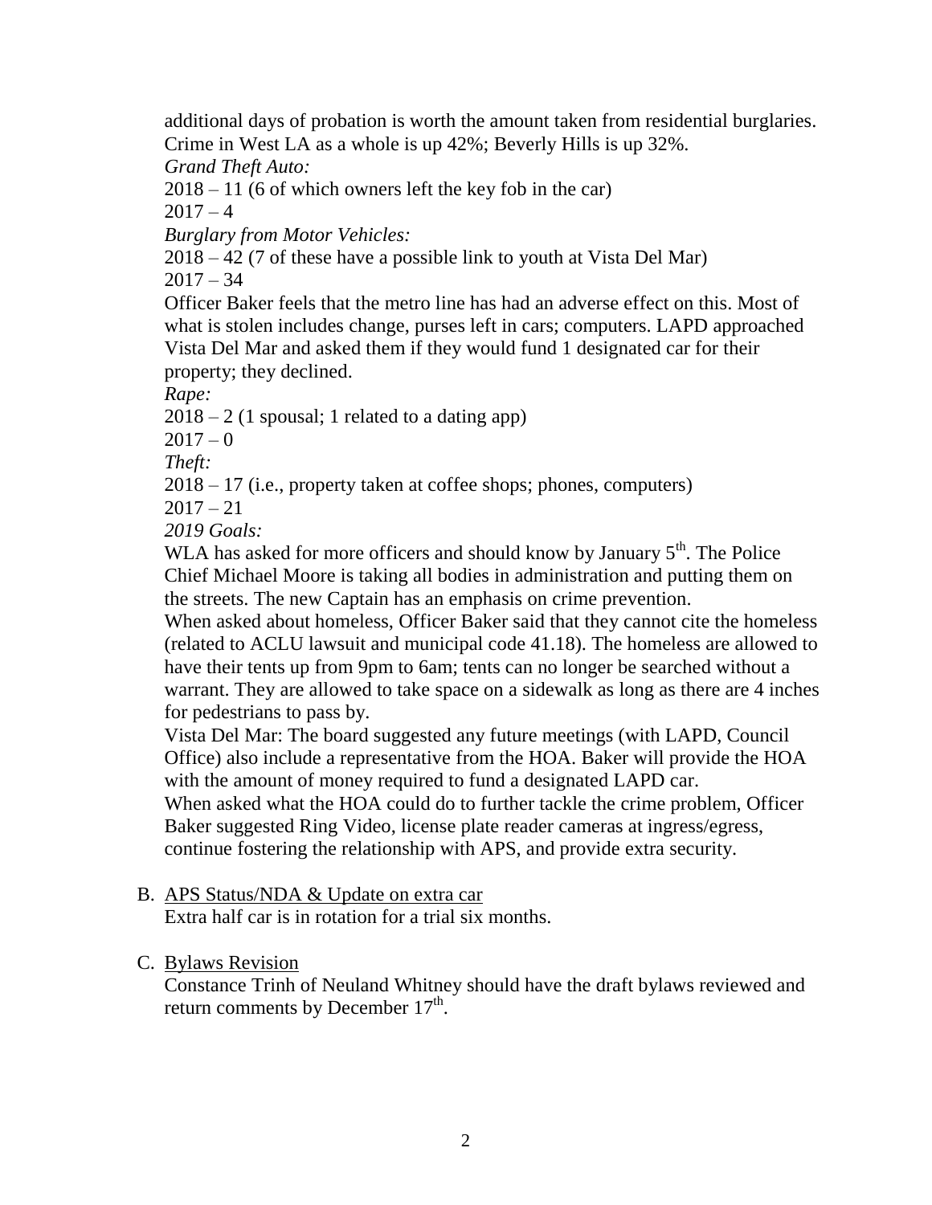additional days of probation is worth the amount taken from residential burglaries. Crime in West LA as a whole is up 42%; Beverly Hills is up 32%.

*Grand Theft Auto:*

2018 – 11 (6 of which owners left the key fob in the car)
2017 – 4

*Burglary from Motor Vehicles:*

2018 – 42 (7 of these have a possible link to youth at Vista Del Mar)
2017 – 34

Officer Baker feels that the metro line has had an adverse effect on this. Most of what is stolen includes change, purses left in cars; computers. LAPD approached Vista Del Mar and asked them if they would fund 1 designated car for their property; they declined.

*Rape:*

2018 – 2 (1 spousal; 1 related to a dating app)
2017 – 0

*Theft:*

2018 – 17 (i.e., property taken at coffee shops; phones, computers)
2017 – 21

*2019 Goals:*

WLA has asked for more officers and should know by January 5th. The Police Chief Michael Moore is taking all bodies in administration and putting them on the streets. The new Captain has an emphasis on crime prevention.

When asked about homeless, Officer Baker said that they cannot cite the homeless (related to ACLU lawsuit and municipal code 41.18). The homeless are allowed to have their tents up from 9pm to 6am; tents can no longer be searched without a warrant. They are allowed to take space on a sidewalk as long as there are 4 inches for pedestrians to pass by.

Vista Del Mar: The board suggested any future meetings (with LAPD, Council Office) also include a representative from the HOA. Baker will provide the HOA with the amount of money required to fund a designated LAPD car.

When asked what the HOA could do to further tackle the crime problem, Officer Baker suggested Ring Video, license plate reader cameras at ingress/egress, continue fostering the relationship with APS, and provide extra security.

B. APS Status/NDA & Update on extra car

Extra half car is in rotation for a trial six months.

C. Bylaws Revision

Constance Trinh of Neuland Whitney should have the draft bylaws reviewed and return comments by December 17th.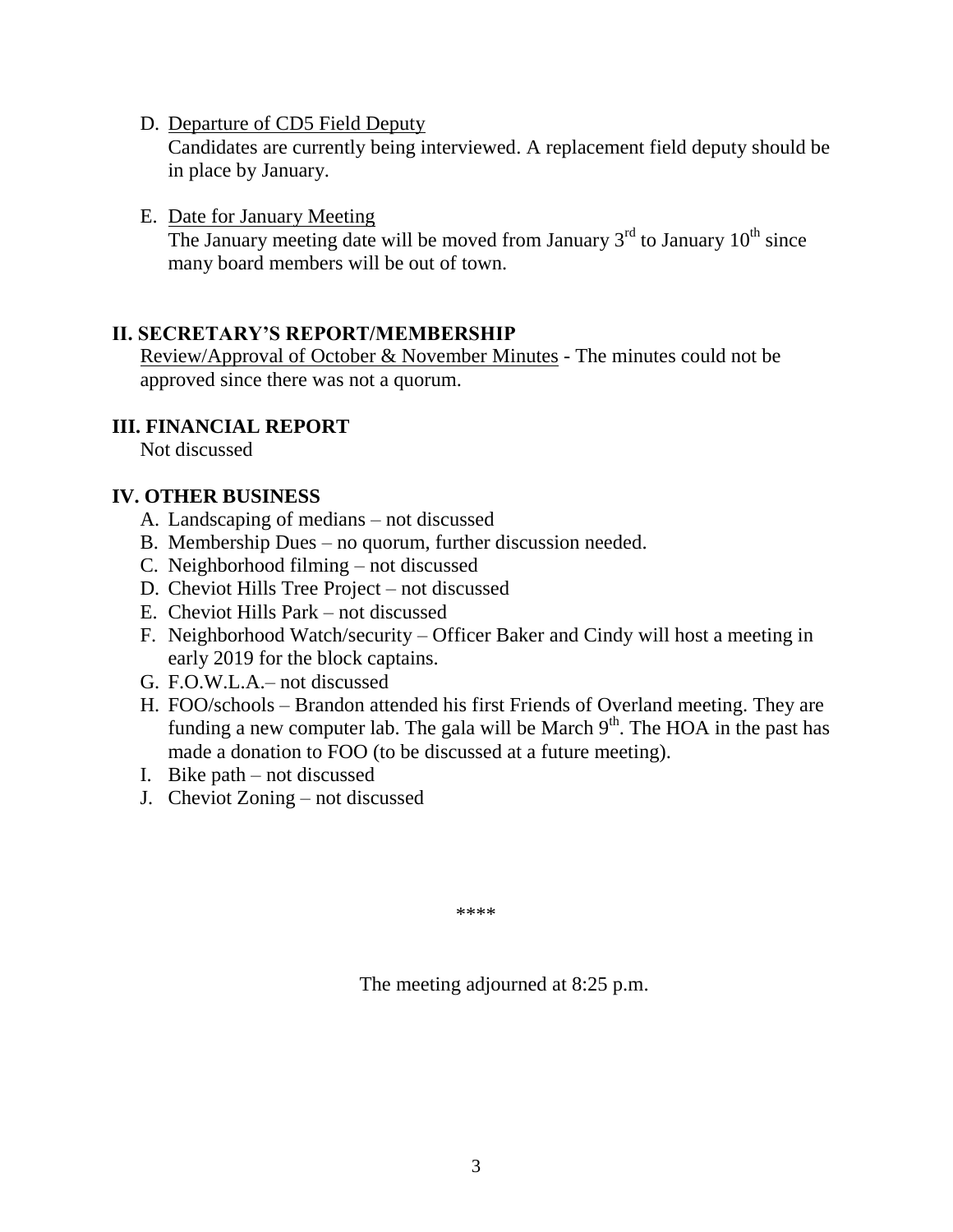D. Departure of CD5 Field Deputy
   Candidates are currently being interviewed. A replacement field deputy should be in place by January.

E. Date for January Meeting
   The January meeting date will be moved from January 3rd to January 10th since many board members will be out of town.

## II. SECRETARY'S REPORT/MEMBERSHIP

Review/Approval of October & November Minutes - The minutes could not be approved since there was not a quorum.

## III. FINANCIAL REPORT

Not discussed

## IV. OTHER BUSINESS

A. Landscaping of medians – not discussed
B. Membership Dues – no quorum, further discussion needed.
C. Neighborhood filming – not discussed
D. Cheviot Hills Tree Project – not discussed
E. Cheviot Hills Park – not discussed
F. Neighborhood Watch/security – Officer Baker and Cindy will host a meeting in early 2019 for the block captains.
G. F.O.W.L.A.– not discussed
H. FOO/schools – Brandon attended his first Friends of Overland meeting. They are funding a new computer lab. The gala will be March 9th. The HOA in the past has made a donation to FOO (to be discussed at a future meeting).
I. Bike path – not discussed
J. Cheviot Zoning – not discussed

****

The meeting adjourned at 8:25 p.m.